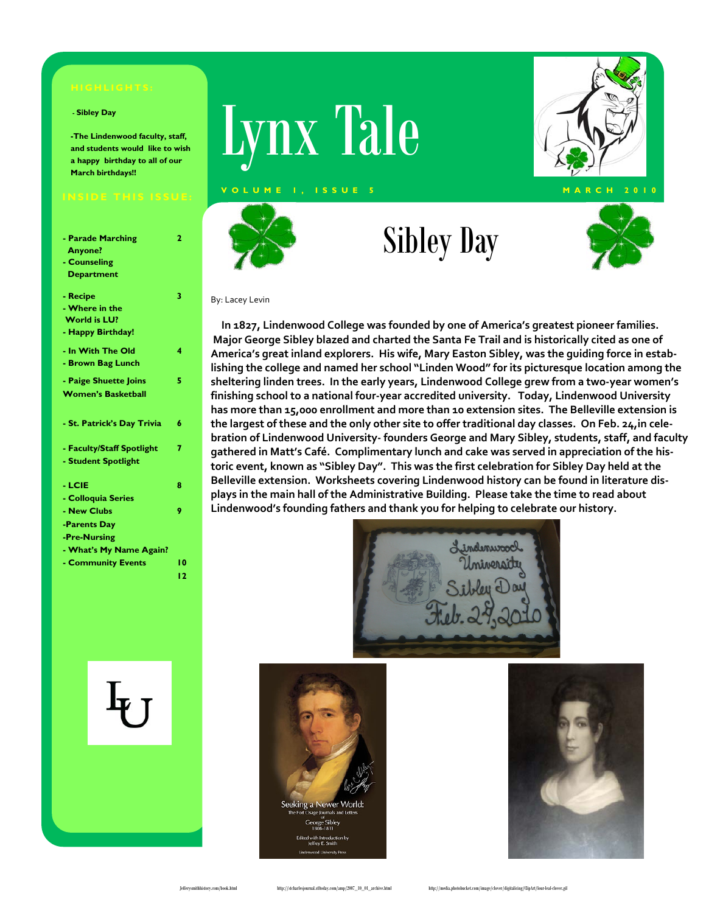# Lynx Tale

**VOLUME 1, ISSUE 5** — **MARCH 2010**

**HIGHLIGHTS:**

- **Sibley Day**
- **The Lindenwood faculty, staff, and students would like to wish a happy birthday to all of our March birthdays!!**

**INSIDE THIS ISSUE:**

| | |
|---|---|
| - Parade Marching Anyone? | 2 |
| - Counseling Department | |
| - Recipe | 3 |
| - Where in the World is LU? | |
| - Happy Birthday! | |
| - In With The Old | 4 |
| - Brown Bag Lunch | |
| - Paige Shuette Joins Women's Basketball | 5 |
| - St. Patrick's Day Trivia | 6 |
| - Faculty/Staff Spotlight | 7 |
| - Student Spotlight | |
| - LCIE | 8 |
| - Colloquia Series | |
| - New Clubs | 9 |
| -Parents Day | |
| -Pre-Nursing | |
| - What's My Name Again? | |
| - Community Events | 10 |
| | 12 |

## Sibley Day

By: Lacey Levin

**In 1827, Lindenwood College was founded by one of America's greatest pioneer families. Major George Sibley blazed and charted the Santa Fe Trail and is historically cited as one of America's great inland explorers. His wife, Mary Easton Sibley, was the guiding force in establishing the college and named her school "Linden Wood" for its picturesque location among the sheltering linden trees. In the early years, Lindenwood College grew from a two-year women's finishing school to a national four-year accredited university. Today, Lindenwood University has more than 15,000 enrollment and more than 10 extension sites. The Belleville extension is the largest of these and the only other site to offer traditional day classes. On Feb. 24, in celebration of Lindenwood University- founders George and Mary Sibley, students, staff, and faculty gathered in Matt's Café. Complimentary lunch and cake was served in appreciation of the historic event, known as "Sibley Day". This was the first celebration for Sibley Day held at the Belleville extension. Worksheets covering Lindenwood history can be found in literature displays in the main hall of the Administrative Building. Please take the time to read about Lindenwood's founding fathers and thank you for helping to celebrate our history.**

Jefferysmithhistory.com/book.html http://stcharlesjournal.stltoday.com/amp/2007_10_01_archive.html http://media.photobucket.com/image/clover/digitalicing/ClipArt/four-leaf-clover.gif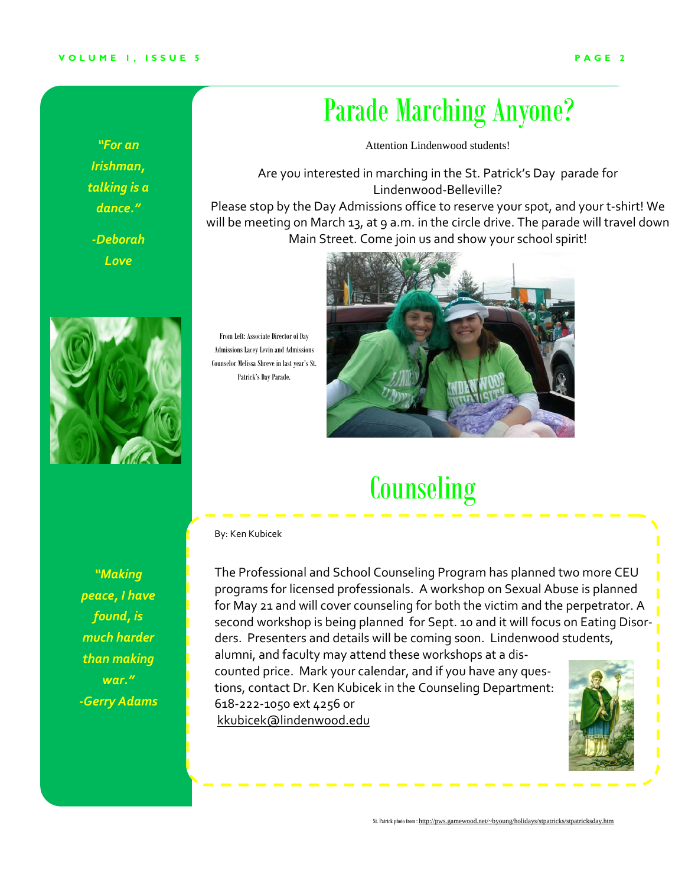*"For an Irishman, talking is a dance."*

*-Deborah Love*

# Parade Marching Anyone?

Attention Lindenwood students!

Are you interested in marching in the St. Patrick's Day parade for Lindenwood-Belleville?

Please stop by the Day Admissions office to reserve your spot, and your t-shirt! We will be meeting on March 13, at 9 a.m. in the circle drive. The parade will travel down Main Street. Come join us and show your school spirit!

From Left: Associate Director of Day Admissions Lacey Levin and Admissions Counselor Melissa Shreve in last year's St. Patrick's Day Parade.

# Counseling

By: Ken Kubicek

The Professional and School Counseling Program has planned two more CEU programs for licensed professionals. A workshop on Sexual Abuse is planned for May 21 and will cover counseling for both the victim and the perpetrator. A second workshop is being planned for Sept. 10 and it will focus on Eating Disorders. Presenters and details will be coming soon. Lindenwood students, alumni, and faculty may attend these workshops at a discounted price. Mark your calendar, and if you have any questions, contact Dr. Ken Kubicek in the Counseling Department: 618-222-1050 ext 4256 or kkubicek@lindenwood.edu

*"Making peace, I have found, is much harder than making war."*

*-Gerry Adams*

St. Patrick photo from : http://pws.gamewood.net/~byoung/holidays/stpatricks/stpatricksday.htm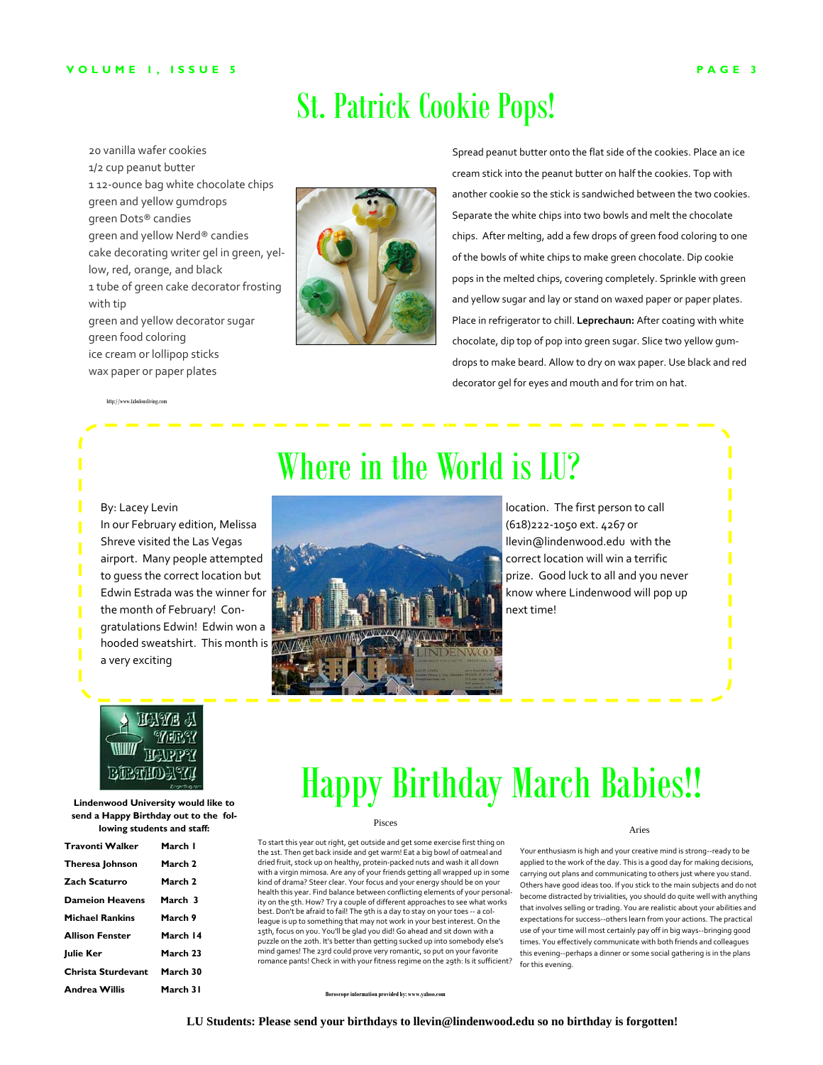# St. Patrick Cookie Pops!

20 vanilla wafer cookies
1/2 cup peanut butter
1 12-ounce bag white chocolate chips
green and yellow gumdrops
green Dots® candies
green and yellow Nerd® candies
cake decorating writer gel in green, yellow, red, orange, and black
1 tube of green cake decorator frosting with tip
green and yellow decorator sugar
green food coloring
ice cream or lollipop sticks
wax paper or paper plates

http://www.fabulousliving.com

Spread peanut butter onto the flat side of the cookies. Place an ice cream stick into the peanut butter on half the cookies. Top with another cookie so the stick is sandwiched between the two cookies. Separate the white chips into two bowls and melt the chocolate chips. After melting, add a few drops of green food coloring to one of the bowls of white chips to make green chocolate. Dip cookie pops in the melted chips, covering completely. Sprinkle with green and yellow sugar and lay or stand on waxed paper or paper plates. Place in refrigerator to chill. **Leprechaun:** After coating with white chocolate, dip top of pop into green sugar. Slice two yellow gumdrops to make beard. Allow to dry on wax paper. Use black and red decorator gel for eyes and mouth and for trim on hat.

# Where in the World is LU?

By: Lacey Levin

In our February edition, Melissa Shreve visited the Las Vegas airport. Many people attempted to guess the correct location but Edwin Estrada was the winner for the month of February! Congratulations Edwin! Edwin won a hooded sweatshirt. This month is a very exciting location. The first person to call (618)222-1050 ext. 4267 or llevin@lindenwood.edu with the correct location will win a terrific prize. Good luck to all and you never know where Lindenwood will pop up next time!

# Happy Birthday March Babies!!

**Lindenwood University would like to send a Happy Birthday out to the following students and staff:**

| | |
|---|---|
| **Travonti Walker** | **March 1** |
| **Theresa Johnson** | **March 2** |
| **Zach Scaturro** | **March 2** |
| **Dameion Heavens** | **March 3** |
| **Michael Rankins** | **March 9** |
| **Allison Fenster** | **March 14** |
| **Julie Ker** | **March 23** |
| **Christa Sturdevant** | **March 30** |
| **Andrea Willis** | **March 31** |

### Pisces

To start this year out right, get outside and get some exercise first thing on the 1st. Then get back inside and get warm! Eat a big bowl of oatmeal and dried fruit, stock up on healthy, protein-packed nuts and wash it all down with a virgin mimosa. Are any of your friends getting all wrapped up in some kind of drama? Steer clear. Your focus and your energy should be on your health this year. Find balance between conflicting elements of your personality on the 5th. How? Try a couple of different approaches to see what works best. Don't be afraid to fail! The 9th is a day to stay on your toes -- a colleague is up to something that may not work in your best interest. On the 15th, focus on you. You'll be glad you did! Go ahead and sit down with a puzzle on the 20th. It's better than getting sucked up into somebody else's mind games! The 23rd could prove very romantic, so put on your favorite romance pants! Check in with your fitness regime on the 29th: Is it sufficient?

### Aries

Your enthusiasm is high and your creative mind is strong--ready to be applied to the work of the day. This is a good day for making decisions, carrying out plans and communicating to others just where you stand. Others have good ideas too. If you stick to the main subjects and do not become distracted by trivialities, you should do quite well with anything that involves selling or trading. You are realistic about your abilities and expectations for success--others learn from your actions. The practical use of your time will most certainly pay off in big ways--bringing good times. You effectively communicate with both friends and colleagues this evening--perhaps a dinner or some social gathering is in the plans for this evening.

Horoscope information provided by: www.yahoo.com

**LU Students: Please send your birthdays to llevin@lindenwood.edu so no birthday is forgotten!**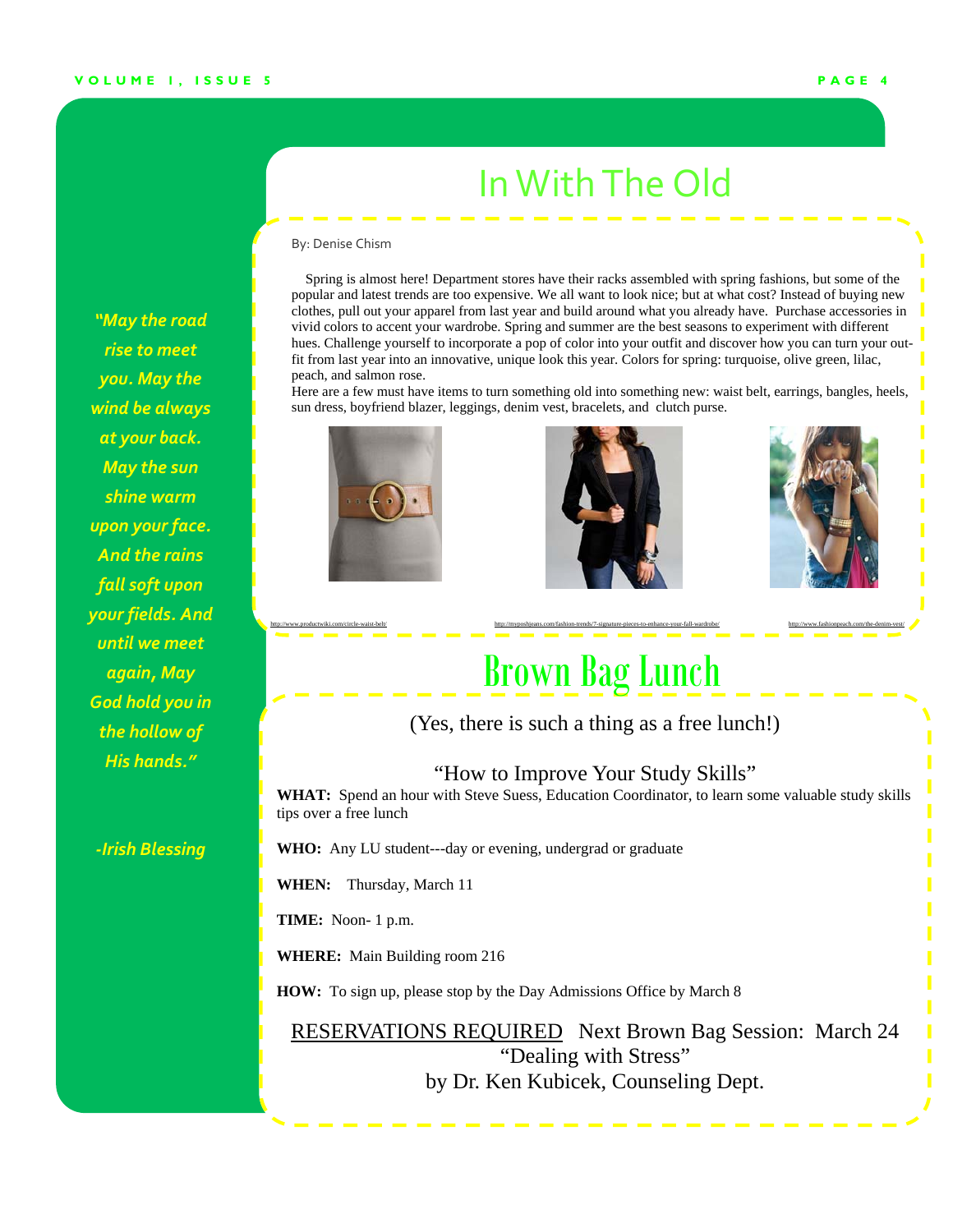# In With The Old

By: Denise Chism

Spring is almost here! Department stores have their racks assembled with spring fashions, but some of the popular and latest trends are too expensive. We all want to look nice; but at what cost? Instead of buying new clothes, pull out your apparel from last year and build around what you already have. Purchase accessories in vivid colors to accent your wardrobe. Spring and summer are the best seasons to experiment with different hues. Challenge yourself to incorporate a pop of color into your outfit and discover how you can turn your outfit from last year into an innovative, unique look this year. Colors for spring: turquoise, olive green, lilac, peach, and salmon rose.

Here are a few must have items to turn something old into something new: waist belt, earrings, bangles, heels, sun dress, boyfriend blazer, leggings, denim vest, bracelets, and clutch purse.

http://www.productwiki.com/circle-waist-belt/

http://myposhjeans.com/fashion-trends/7-signature-pieces-to-enhance-your-fall-wardrobe/

http://www.fashionpeach.com/the-denim-vest/

# Brown Bag Lunch

(Yes, there is such a thing as a free lunch!)

"How to Improve Your Study Skills"

**WHAT:** Spend an hour with Steve Suess, Education Coordinator, to learn some valuable study skills tips over a free lunch

**WHO:** Any LU student---day or evening, undergrad or graduate

**WHEN:** Thursday, March 11

**TIME:** Noon- 1 p.m.

**WHERE:** Main Building room 216

**HOW:** To sign up, please stop by the Day Admissions Office by March 8

RESERVATIONS REQUIRED Next Brown Bag Session: March 24
"Dealing with Stress"
by Dr. Ken Kubicek, Counseling Dept.

*"May the road rise to meet you. May the wind be always at your back. May the sun shine warm upon your face. And the rains fall soft upon your fields. And until we meet again, May God hold you in the hollow of His hands."*

*-Irish Blessing*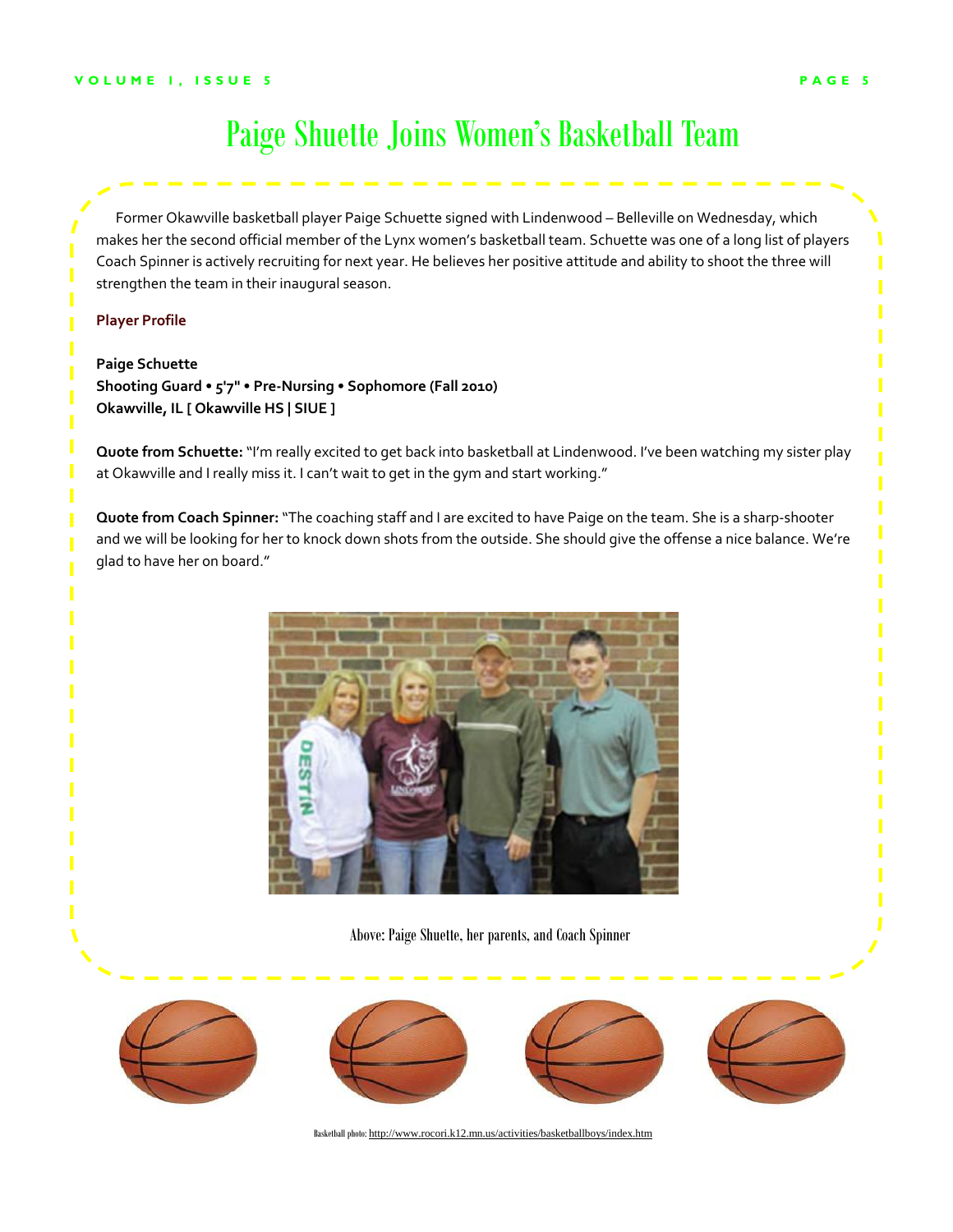# Paige Shuette Joins Women's Basketball Team

Former Okawville basketball player Paige Schuette signed with Lindenwood – Belleville on Wednesday, which makes her the second official member of the Lynx women's basketball team. Schuette was one of a long list of players Coach Spinner is actively recruiting for next year. He believes her positive attitude and ability to shoot the three will strengthen the team in their inaugural season.

**Player Profile**

**Paige Schuette**
**Shooting Guard • 5'7" • Pre-Nursing • Sophomore (Fall 2010)**
**Okawville, IL [ Okawville HS | SIUE ]**

**Quote from Schuette:** "I'm really excited to get back into basketball at Lindenwood. I've been watching my sister play at Okawville and I really miss it. I can't wait to get in the gym and start working."

**Quote from Coach Spinner:** "The coaching staff and I are excited to have Paige on the team. She is a sharp-shooter and we will be looking for her to knock down shots from the outside. She should give the offense a nice balance. We're glad to have her on board."

Above: Paige Shuette, her parents, and Coach Spinner

Basketball photo: http://www.rocori.k12.mn.us/activities/basketballboys/index.htm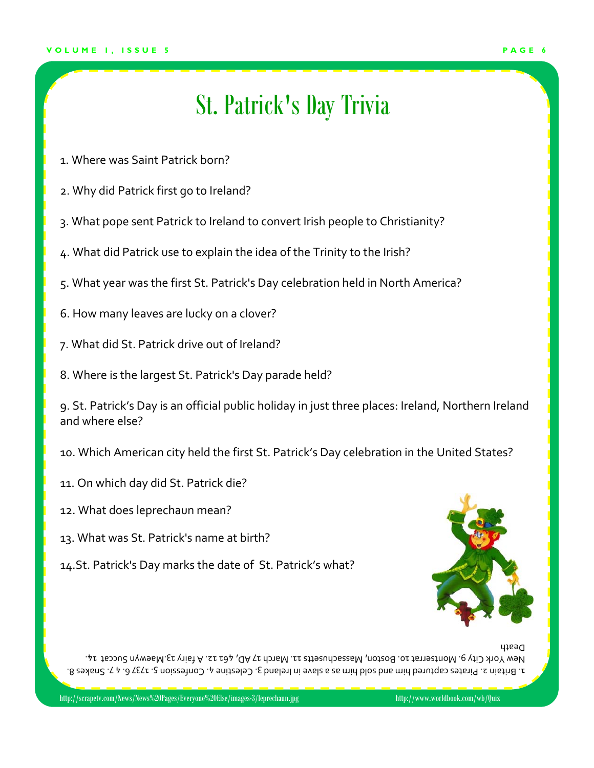# St. Patrick's Day Trivia

1. Where was Saint Patrick born?

2. Why did Patrick first go to Ireland?

3. What pope sent Patrick to Ireland to convert Irish people to Christianity?

4. What did Patrick use to explain the idea of the Trinity to the Irish?

5. What year was the first St. Patrick's Day celebration held in North America?

6. How many leaves are lucky on a clover?

7. What did St. Patrick drive out of Ireland?

8. Where is the largest St. Patrick's Day parade held?

9. St. Patrick's Day is an official public holiday in just three places: Ireland, Northern Ireland and where else?

10. Which American city held the first St. Patrick's Day celebration in the United States?

11. On which day did St. Patrick die?

12. What does leprechaun mean?

13. What was St. Patrick's name at birth?

14. St. Patrick's Day marks the date of St. Patrick's what?

1. Britain 2. Pirates captured him and sold him as a slave in Ireland 3. Celestine 4. Confession 5. 1737 6. 4 7. Snakes 8. New York City 9. Montserrat 10. Boston, Massachusetts 11. March 17 AD, 461 12. A fairy 13. Maewyn Succat 14. Death

http://scrapetv.com/News/News%20Pages/Everyone%20Else/images-3/leprechaun.jpg http://www.worldbook.com/wb/Quiz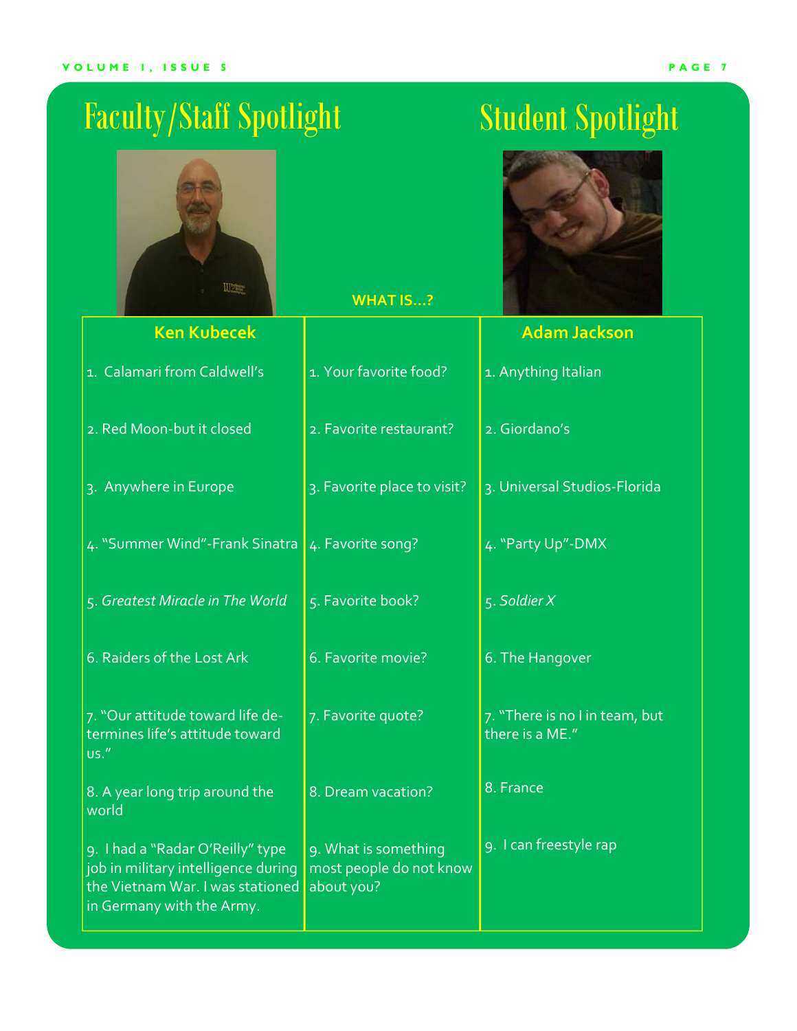# Faculty/Staff Spotlight

# Student Spotlight

| Ken Kubecek | WHAT IS…? | Adam Jackson |
|---|---|---|
| 1. Calamari from Caldwell's | 1. Your favorite food? | 1. Anything Italian |
| 2. Red Moon-but it closed | 2. Favorite restaurant? | 2. Giordano's |
| 3. Anywhere in Europe | 3. Favorite place to visit? | 3. Universal Studios-Florida |
| 4. "Summer Wind"-Frank Sinatra | 4. Favorite song? | 4. "Party Up"-DMX |
| 5. *Greatest Miracle in The World* | 5. Favorite book? | 5. *Soldier X* |
| 6. Raiders of the Lost Ark | 6. Favorite movie? | 6. The Hangover |
| 7. "Our attitude toward life determines life's attitude toward us." | 7. Favorite quote? | 7. "There is no I in team, but there is a ME." |
| 8. A year long trip around the world | 8. Dream vacation? | 8. France |
| 9. I had a "Radar O'Reilly" type job in military intelligence during the Vietnam War. I was stationed in Germany with the Army. | 9. What is something most people do not know about you? | 9. I can freestyle rap |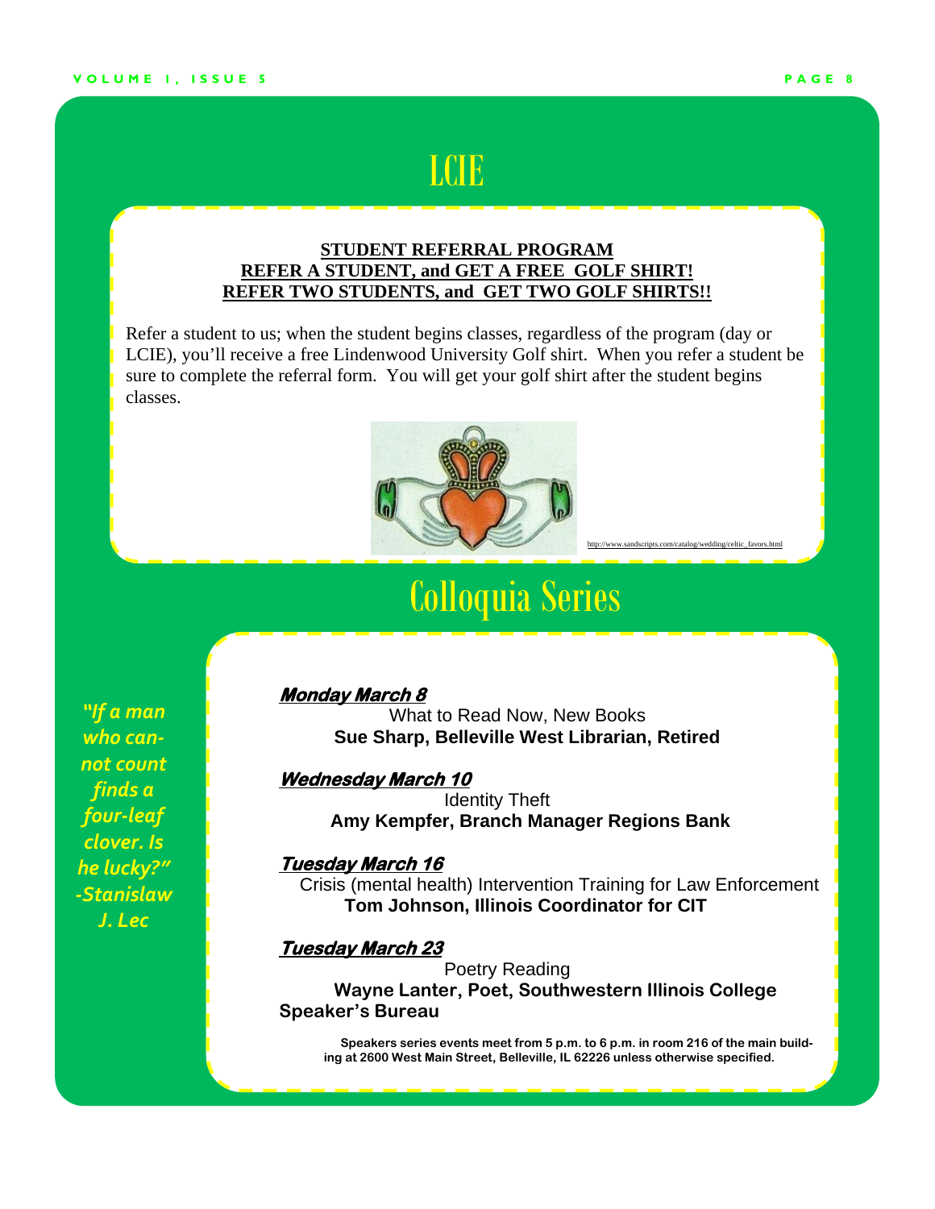# LCIE

**STUDENT REFERRAL PROGRAM**
**REFER A STUDENT, and GET A FREE GOLF SHIRT!**
**REFER TWO STUDENTS, and GET TWO GOLF SHIRTS!!**

Refer a student to us; when the student begins classes, regardless of the program (day or LCIE), you'll receive a free Lindenwood University Golf shirt. When you refer a student be sure to complete the referral form. You will get your golf shirt after the student begins classes.

http://www.sandscripts.com/catalog/wedding/celtic_favors.html

# Colloquia Series

*"If a man who cannot count finds a four-leaf clover. Is he lucky?" -Stanislaw J. Lec*

***Monday March 8***
What to Read Now, New Books
**Sue Sharp, Belleville West Librarian, Retired**

***Wednesday March 10***
Identity Theft
**Amy Kempfer, Branch Manager Regions Bank**

***Tuesday March 16***
Crisis (mental health) Intervention Training for Law Enforcement
**Tom Johnson, Illinois Coordinator for CIT**

***Tuesday March 23***
Poetry Reading
**Wayne Lanter, Poet, Southwestern Illinois College Speaker's Bureau**

**Speakers series events meet from 5 p.m. to 6 p.m. in room 216 of the main building at 2600 West Main Street, Belleville, IL 62226 unless otherwise specified.**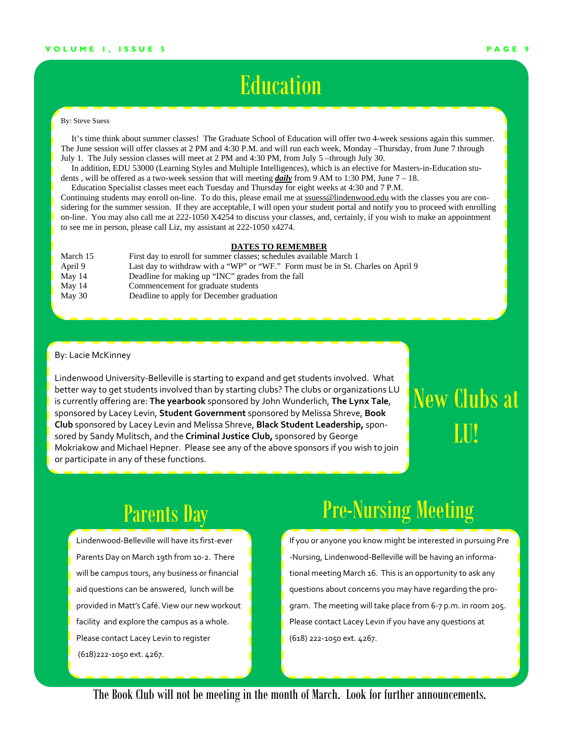# Education

By: Steve Suess

It's time think about summer classes! The Graduate School of Education will offer two 4-week sessions again this summer. The June session will offer classes at 2 PM and 4:30 P.M. and will run each week, Monday –Thursday, from June 7 through July 1. The July session classes will meet at 2 PM and 4:30 PM, from July 5 –through July 30.

In addition, EDU 53000 (Learning Styles and Multiple Intelligences), which is an elective for Masters-in-Education students , will be offered as a two-week session that will meeting ***daily*** from 9 AM to 1:30 PM, June 7 – 18.

Education Specialist classes meet each Tuesday and Thursday for eight weeks at 4:30 and 7 P.M.

Continuing students may enroll on-line. To do this, please email me at ssuess@lindenwood.edu with the classes you are considering for the summer session. If they are acceptable, I will open your student portal and notify you to proceed with enrolling on-line. You may also call me at 222-1050 X4254 to discuss your classes, and, certainly, if you wish to make an appointment to see me in person, please call Liz, my assistant at 222-1050 x4274.

**DATES TO REMEMBER**

| | |
|---|---|
| March 15 | First day to enroll for summer classes; schedules available March 1 |
| April 9 | Last day to withdraw with a "WP" or "WF." Form must be in St. Charles on April 9 |
| May 14 | Deadline for making up "INC" grades from the fall |
| May 14 | Commencement for graduate students |
| May 30 | Deadline to apply for December graduation |

# New Clubs at LU!

By: Lacie McKinney

Lindenwood University-Belleville is starting to expand and get students involved. What better way to get students involved than by starting clubs? The clubs or organizations LU is currently offering are: **The yearbook** sponsored by John Wunderlich, **The Lynx Tale**, sponsored by Lacey Levin, **Student Government** sponsored by Melissa Shreve, **Book Club** sponsored by Lacey Levin and Melissa Shreve, **Black Student Leadership,** sponsored by Sandy Mulitsch, and the **Criminal Justice Club,** sponsored by George Mokriakow and Michael Hepner. Please see any of the above sponsors if you wish to join or participate in any of these functions.

# Parents Day

Lindenwood-Belleville will have its first-ever Parents Day on March 19th from 10-2. There will be campus tours, any business or financial aid questions can be answered, lunch will be provided in Matt's Café. View our new workout facility and explore the campus as a whole. Please contact Lacey Levin to register (618)222-1050 ext. 4267.

# Pre-Nursing Meeting

If you or anyone you know might be interested in pursuing Pre-Nursing, Lindenwood-Belleville will be having an informational meeting March 16. This is an opportunity to ask any questions about concerns you may have regarding the program. The meeting will take place from 6-7 p.m. in room 205. Please contact Lacey Levin if you have any questions at (618) 222-1050 ext. 4267.

The Book Club will not be meeting in the month of March. Look for further announcements.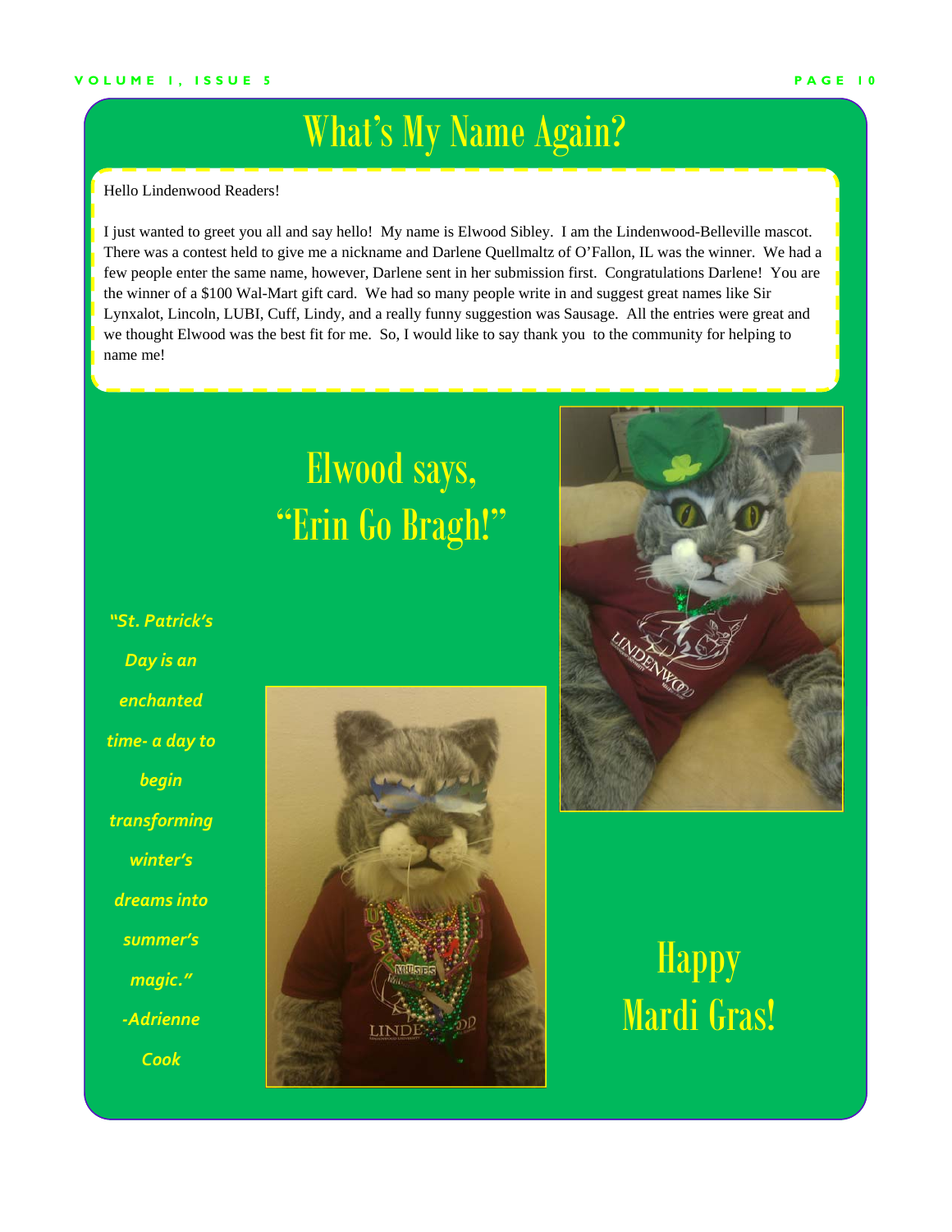# What's My Name Again?

Hello Lindenwood Readers!

I just wanted to greet you all and say hello! My name is Elwood Sibley. I am the Lindenwood-Belleville mascot. There was a contest held to give me a nickname and Darlene Quellmaltz of O'Fallon, IL was the winner. We had a few people enter the same name, however, Darlene sent in her submission first. Congratulations Darlene! You are the winner of a $100 Wal-Mart gift card. We had so many people write in and suggest great names like Sir Lynxalot, Lincoln, LUBI, Cuff, Lindy, and a really funny suggestion was Sausage. All the entries were great and we thought Elwood was the best fit for me. So, I would like to say thank you to the community for helping to name me!

## Elwood says, "Erin Go Bragh!"

*"St. Patrick's Day is an enchanted time- a day to begin transforming winter's dreams into summer's magic."*

*-Adrienne Cook*

## Happy Mardi Gras!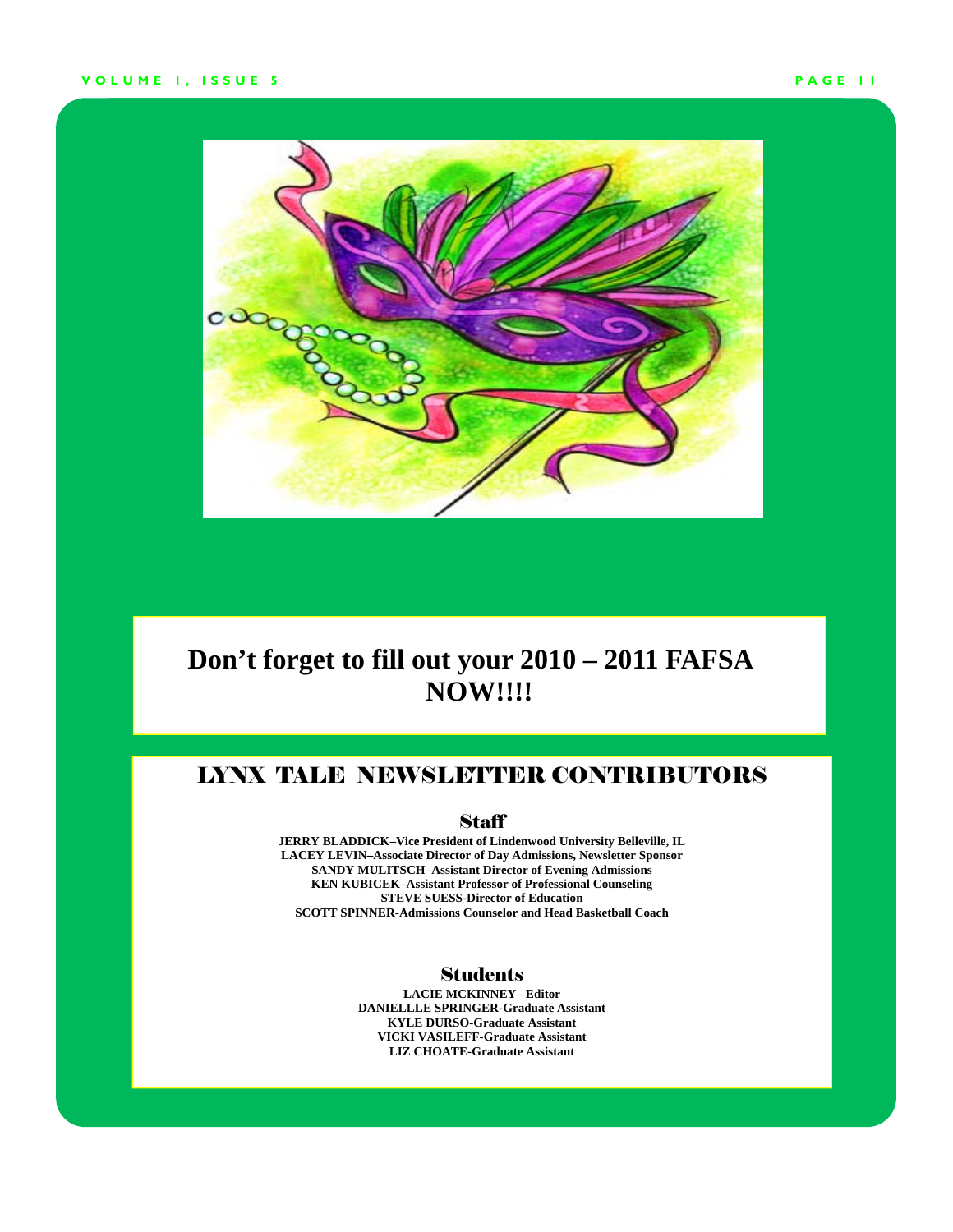**Don't forget to fill out your 2010 – 2011 FAFSA NOW!!!!**

## LYNX TALE NEWSLETTER CONTRIBUTORS

### Staff

**JERRY BLADDICK–Vice President of Lindenwood University Belleville, IL**
**LACEY LEVIN–Associate Director of Day Admissions, Newsletter Sponsor**
**SANDY MULITSCH–Assistant Director of Evening Admissions**
**KEN KUBICEK–Assistant Professor of Professional Counseling**
**STEVE SUESS-Director of Education**
**SCOTT SPINNER-Admissions Counselor and Head Basketball Coach**

### Students

**LACIE MCKINNEY– Editor**
**DANIELLLE SPRINGER-Graduate Assistant**
**KYLE DURSO-Graduate Assistant**
**VICKI VASILEFF-Graduate Assistant**
**LIZ CHOATE-Graduate Assistant**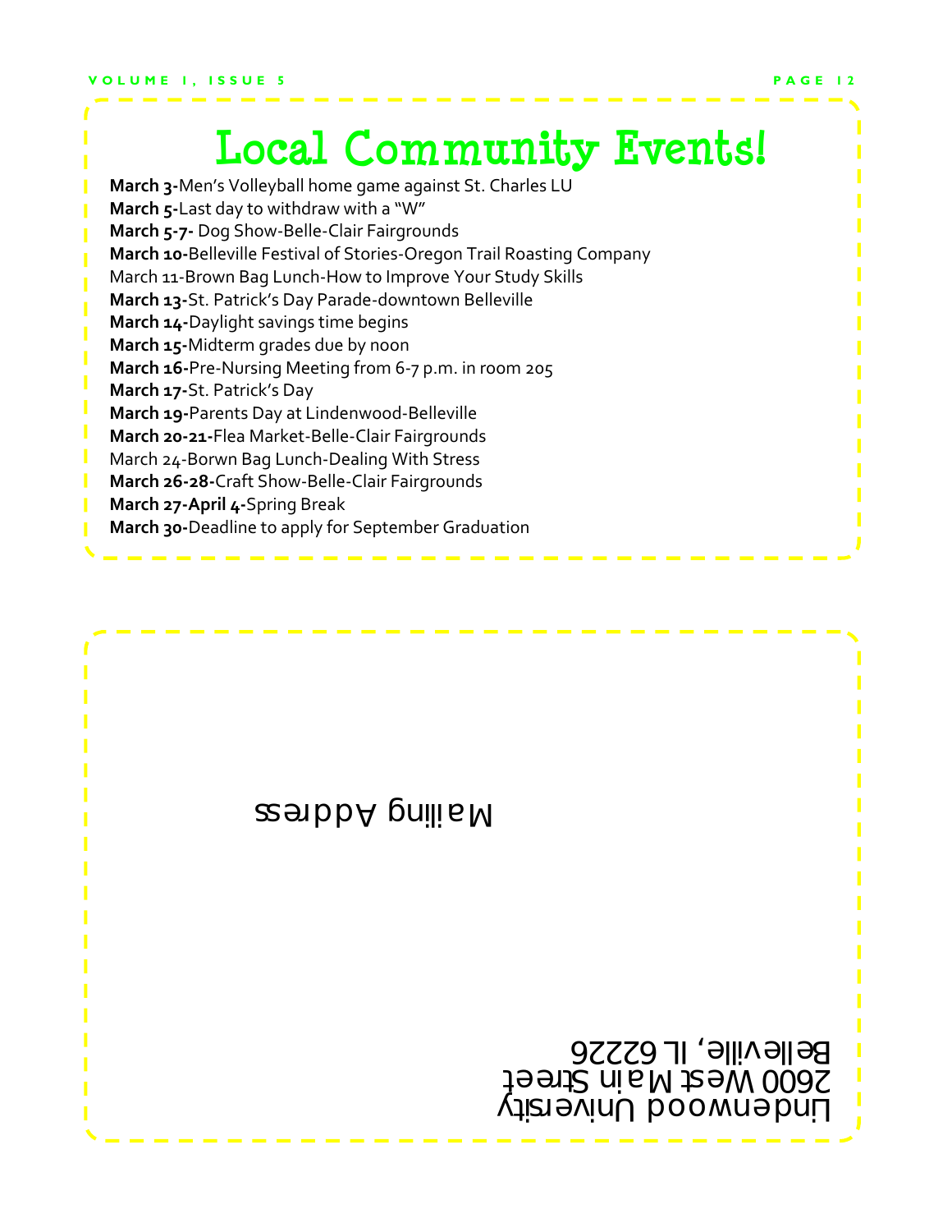# Local Community Events!

**March 3-**Men's Volleyball home game against St. Charles LU
**March 5-**Last day to withdraw with a "W"
**March 5-7-** Dog Show-Belle-Clair Fairgrounds
**March 10-**Belleville Festival of Stories-Oregon Trail Roasting Company
March 11-Brown Bag Lunch-How to Improve Your Study Skills
**March 13-**St. Patrick's Day Parade-downtown Belleville
**March 14-**Daylight savings time begins
**March 15-**Midterm grades due by noon
**March 16-**Pre-Nursing Meeting from 6-7 p.m. in room 205
**March 17-**St. Patrick's Day
**March 19-**Parents Day at Lindenwood-Belleville
**March 20-21-**Flea Market-Belle-Clair Fairgrounds
March 24-Borwn Bag Lunch-Dealing With Stress
**March 26-28-**Craft Show-Belle-Clair Fairgrounds
**March 27-April 4-**Spring Break
**March 30-**Deadline to apply for September Graduation

Mailing Address

Lindenwood University
2600 West Main Street
Belleville, IL 62226